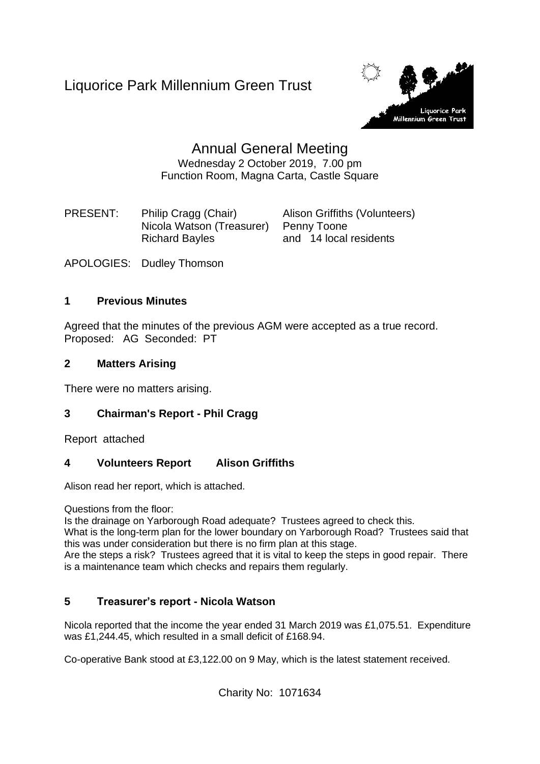# Liquorice Park Millennium Green Trust

## Annual General Meeting

Wednesday 2 October 2019, 7.00 pm
Function Room, Magna Carta, Castle Square

PRESENT: Philip Cragg (Chair), Nicola Watson (Treasurer), Richard Bayles, Alison Griffiths (Volunteers), Penny Toone and 14 local residents

APOLOGIES: Dudley Thomson

### 1 Previous Minutes

Agreed that the minutes of the previous AGM were accepted as a true record.
Proposed: AG Seconded: PT

### 2 Matters Arising

There were no matters arising.

### 3 Chairman's Report - Phil Cragg

Report attached

### 4 Volunteers Report Alison Griffiths

Alison read her report, which is attached.

Questions from the floor:

Is the drainage on Yarborough Road adequate? Trustees agreed to check this.

What is the long-term plan for the lower boundary on Yarborough Road? Trustees said that this was under consideration but there is no firm plan at this stage.

Are the steps a risk? Trustees agreed that it is vital to keep the steps in good repair. There is a maintenance team which checks and repairs them regularly.

### 5 Treasurer's report - Nicola Watson

Nicola reported that the income the year ended 31 March 2019 was £1,075.51. Expenditure was £1,244.45, which resulted in a small deficit of £168.94.

Co-operative Bank stood at £3,122.00 on 9 May, which is the latest statement received.

Charity No: 1071634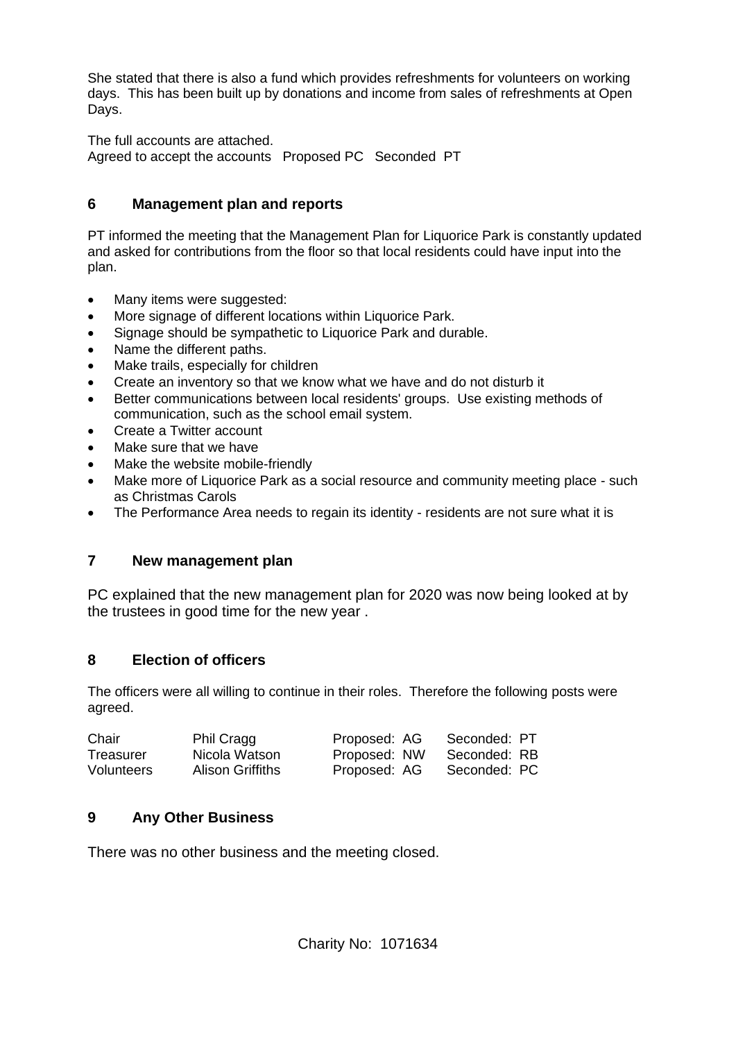She stated that there is also a fund which provides refreshments for volunteers on working days. This has been built up by donations and income from sales of refreshments at Open Days.

The full accounts are attached.
Agreed to accept the accounts Proposed PC Seconded PT

## 6 Management plan and reports

PT informed the meeting that the Management Plan for Liquorice Park is constantly updated and asked for contributions from the floor so that local residents could have input into the plan.

- Many items were suggested:
- More signage of different locations within Liquorice Park.
- Signage should be sympathetic to Liquorice Park and durable.
- Name the different paths.
- Make trails, especially for children
- Create an inventory so that we know what we have and do not disturb it
- Better communications between local residents' groups. Use existing methods of communication, such as the school email system.
- Create a Twitter account
- Make sure that we have
- Make the website mobile-friendly
- Make more of Liquorice Park as a social resource and community meeting place - such as Christmas Carols
- The Performance Area needs to regain its identity - residents are not sure what it is

## 7 New management plan

PC explained that the new management plan for 2020 was now being looked at by the trustees in good time for the new year .

## 8 Election of officers

The officers were all willing to continue in their roles. Therefore the following posts were agreed.

| | | | |
|---|---|---|---|
| Chair | Phil Cragg | Proposed: AG | Seconded: PT |
| Treasurer | Nicola Watson | Proposed: NW | Seconded: RB |
| Volunteers | Alison Griffiths | Proposed: AG | Seconded: PC |

## 9 Any Other Business

There was no other business and the meeting closed.

Charity No: 1071634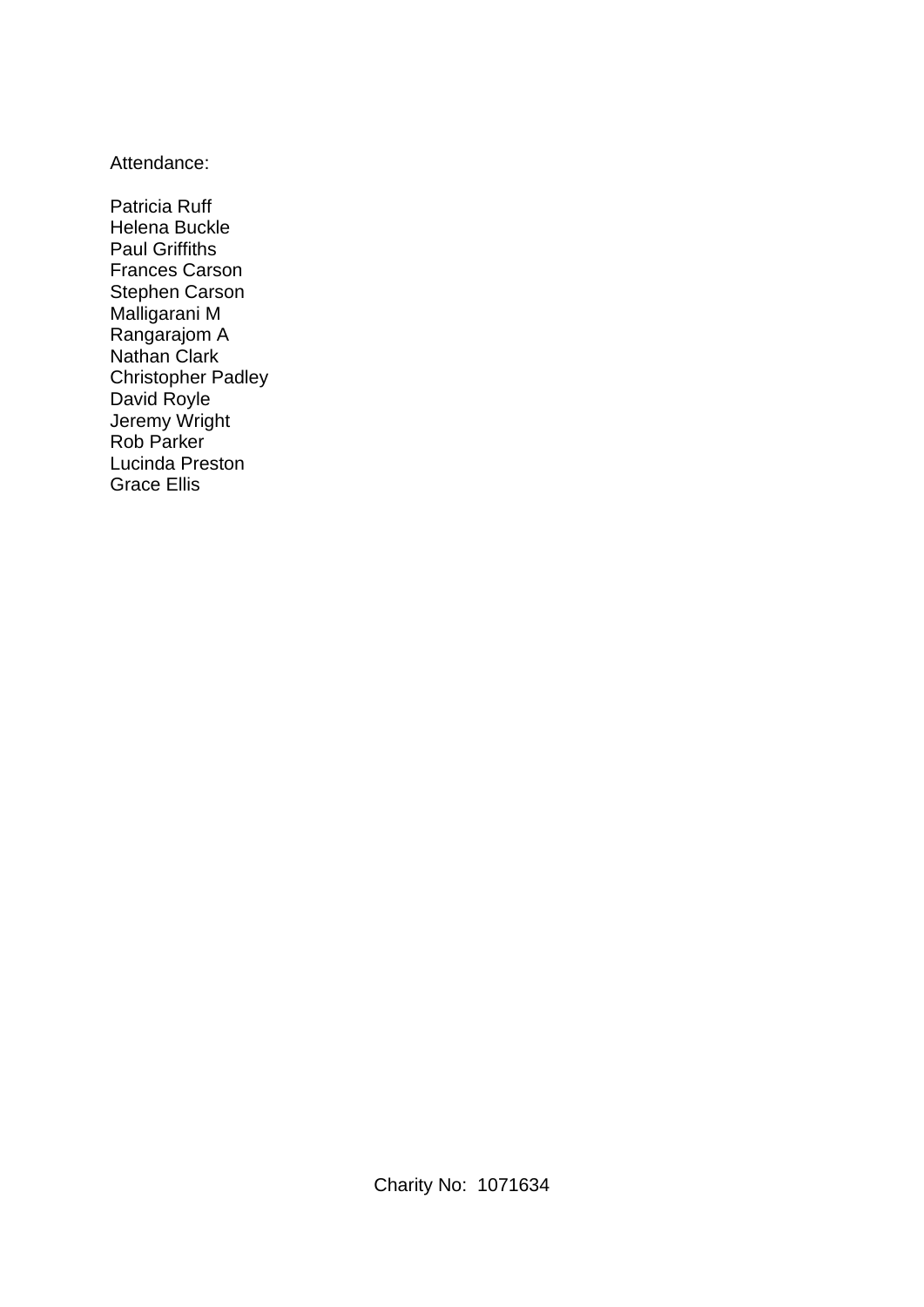Attendance:

Patricia Ruff
Helena Buckle
Paul Griffiths
Frances Carson
Stephen Carson
Malligarani M
Rangarajom A
Nathan Clark
Christopher Padley
David Royle
Jeremy Wright
Rob Parker
Lucinda Preston
Grace Ellis

Charity No: 1071634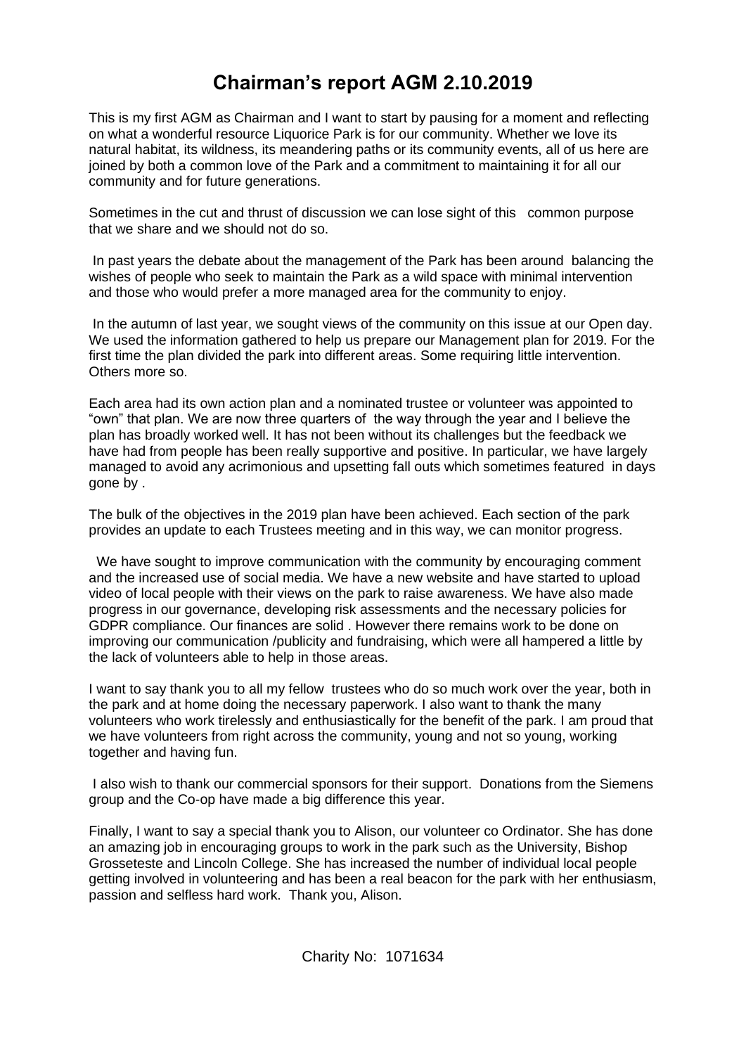# Chairman's report AGM 2.10.2019

This is my first AGM as Chairman and I want to start by pausing for a moment and reflecting on what a wonderful resource Liquorice Park is for our community. Whether we love its natural habitat, its wildness, its meandering paths or its community events, all of us here are joined by both a common love of the Park and a commitment to maintaining it for all our community and for future generations.

Sometimes in the cut and thrust of discussion we can lose sight of this common purpose that we share and we should not do so.

In past years the debate about the management of the Park has been around balancing the wishes of people who seek to maintain the Park as a wild space with minimal intervention and those who would prefer a more managed area for the community to enjoy.

In the autumn of last year, we sought views of the community on this issue at our Open day. We used the information gathered to help us prepare our Management plan for 2019. For the first time the plan divided the park into different areas. Some requiring little intervention. Others more so.

Each area had its own action plan and a nominated trustee or volunteer was appointed to "own" that plan. We are now three quarters of the way through the year and I believe the plan has broadly worked well. It has not been without its challenges but the feedback we have had from people has been really supportive and positive. In particular, we have largely managed to avoid any acrimonious and upsetting fall outs which sometimes featured in days gone by .

The bulk of the objectives in the 2019 plan have been achieved. Each section of the park provides an update to each Trustees meeting and in this way, we can monitor progress.

We have sought to improve communication with the community by encouraging comment and the increased use of social media. We have a new website and have started to upload video of local people with their views on the park to raise awareness. We have also made progress in our governance, developing risk assessments and the necessary policies for GDPR compliance. Our finances are solid . However there remains work to be done on improving our communication /publicity and fundraising, which were all hampered a little by the lack of volunteers able to help in those areas.

I want to say thank you to all my fellow trustees who do so much work over the year, both in the park and at home doing the necessary paperwork. I also want to thank the many volunteers who work tirelessly and enthusiastically for the benefit of the park. I am proud that we have volunteers from right across the community, young and not so young, working together and having fun.

I also wish to thank our commercial sponsors for their support. Donations from the Siemens group and the Co-op have made a big difference this year.

Finally, I want to say a special thank you to Alison, our volunteer co Ordinator. She has done an amazing job in encouraging groups to work in the park such as the University, Bishop Grosseteste and Lincoln College. She has increased the number of individual local people getting involved in volunteering and has been a real beacon for the park with her enthusiasm, passion and selfless hard work. Thank you, Alison.

Charity No: 1071634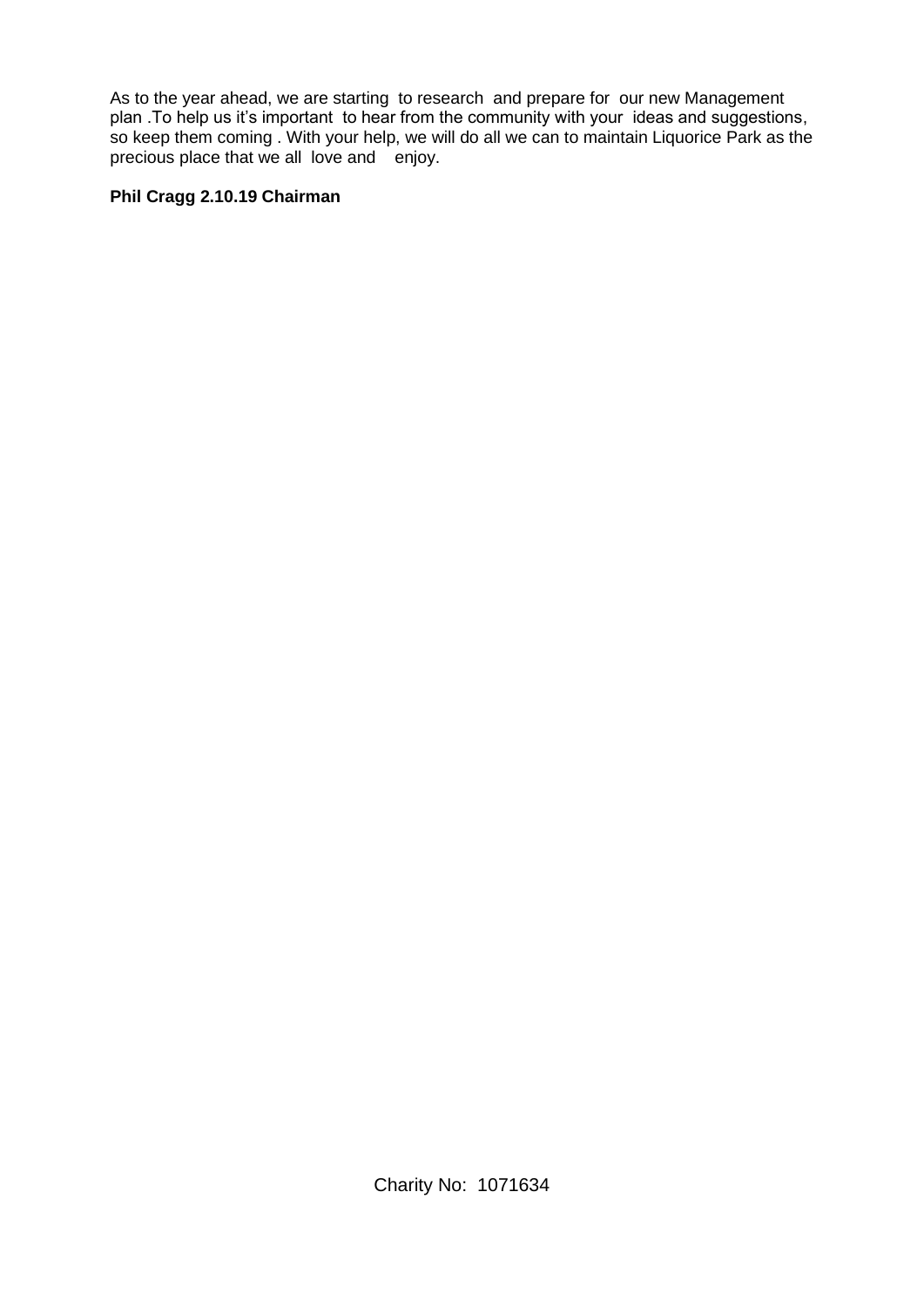As to the year ahead, we are starting to research and prepare for our new Management plan .To help us it's important to hear from the community with your ideas and suggestions, so keep them coming . With your help, we will do all we can to maintain Liquorice Park as the precious place that we all love and enjoy.

**Phil Cragg 2.10.19 Chairman**

Charity No: 1071634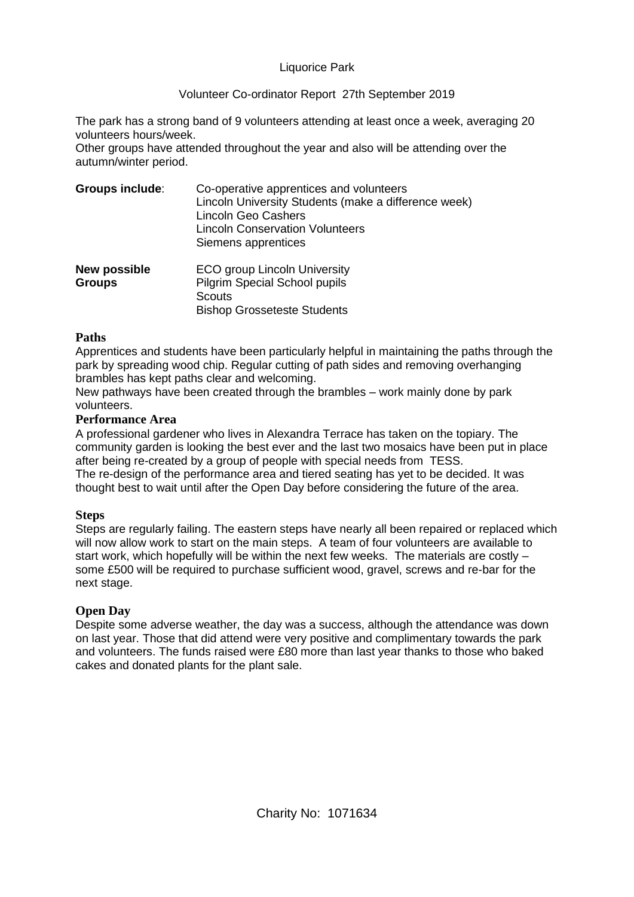Liquorice Park

Volunteer Co-ordinator Report 27th September 2019

The park has a strong band of 9 volunteers attending at least once a week, averaging 20 volunteers hours/week.
Other groups have attended throughout the year and also will be attending over the autumn/winter period.

| | |
|---|---|
| **Groups include**: | Co-operative apprentices and volunteers<br>Lincoln University Students (make a difference week)<br>Lincoln Geo Cashers<br>Lincoln Conservation Volunteers<br>Siemens apprentices |
| **New possible Groups** | ECO group Lincoln University<br>Pilgrim Special School pupils<br>Scouts<br>Bishop Grosseteste Students |

## Paths

Apprentices and students have been particularly helpful in maintaining the paths through the park by spreading wood chip. Regular cutting of path sides and removing overhanging brambles has kept paths clear and welcoming.
New pathways have been created through the brambles – work mainly done by park volunteers.

## Performance Area

A professional gardener who lives in Alexandra Terrace has taken on the topiary. The community garden is looking the best ever and the last two mosaics have been put in place after being re-created by a group of people with special needs from TESS.
The re-design of the performance area and tiered seating has yet to be decided. It was thought best to wait until after the Open Day before considering the future of the area.

## Steps

Steps are regularly failing. The eastern steps have nearly all been repaired or replaced which will now allow work to start on the main steps. A team of four volunteers are available to start work, which hopefully will be within the next few weeks. The materials are costly – some £500 will be required to purchase sufficient wood, gravel, screws and re-bar for the next stage.

## Open Day

Despite some adverse weather, the day was a success, although the attendance was down on last year. Those that did attend were very positive and complimentary towards the park and volunteers. The funds raised were £80 more than last year thanks to those who baked cakes and donated plants for the plant sale.

Charity No: 1071634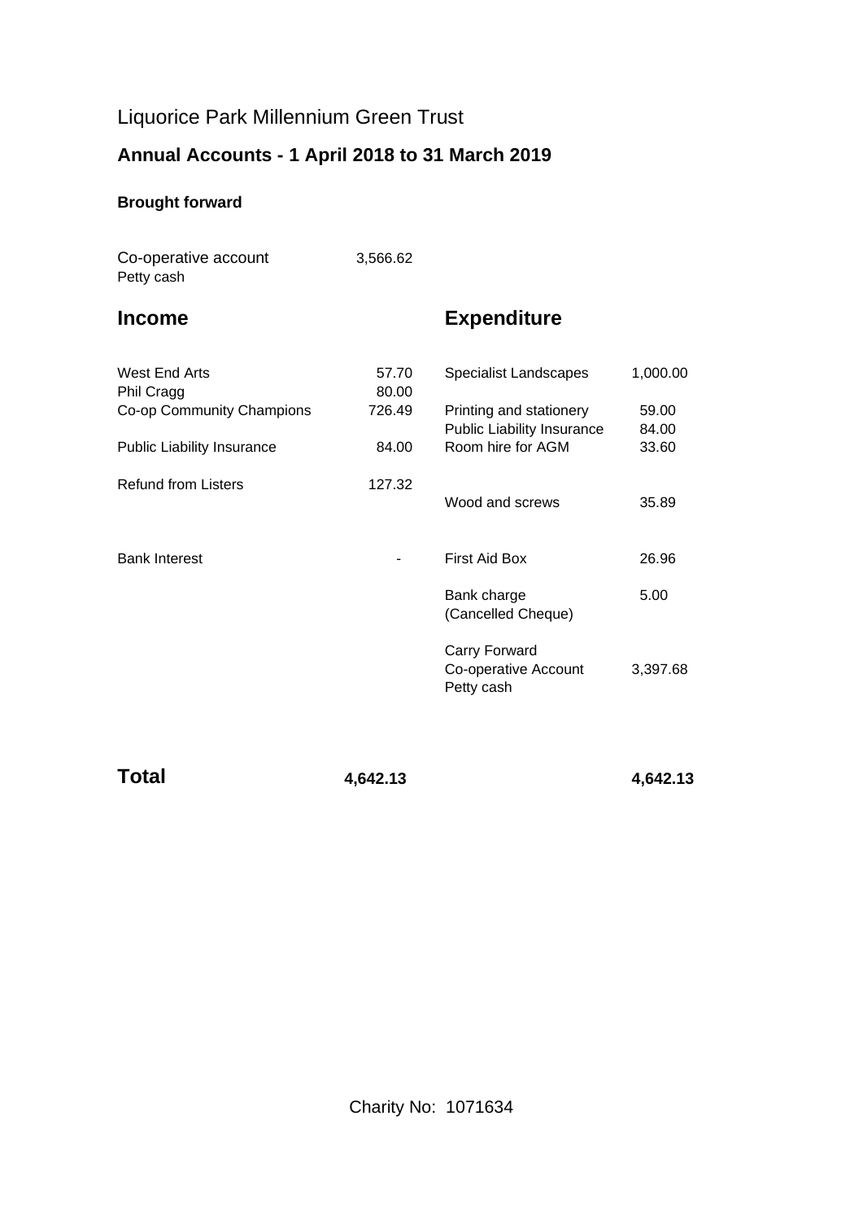Liquorice Park Millennium Green Trust

## Annual Accounts - 1 April 2018 to 31 March 2019

### Brought forward

| | |
|---|---|
| Co-operative account | 3,566.62 |
| Petty cash | |

| Income | | Expenditure | |
|---|---|---|---|
| West End Arts | 57.70 | Specialist Landscapes | 1,000.00 |
| Phil Cragg | 80.00 | | |
| Co-op Community Champions | 726.49 | Printing and stationery | 59.00 |
| | | Public Liability Insurance | 84.00 |
| Public Liability Insurance | 84.00 | Room hire for AGM | 33.60 |
| Refund from Listers | 127.32 | | |
| | | Wood and screws | 35.89 |
| Bank Interest | - | First Aid Box | 26.96 |
| | | Bank charge (Cancelled Cheque) | 5.00 |
| | | Carry Forward | |
| | | Co-operative Account | 3,397.68 |
| | | Petty cash | |
| **Total** | **4,642.13** | | **4,642.13** |

Charity No: 1071634